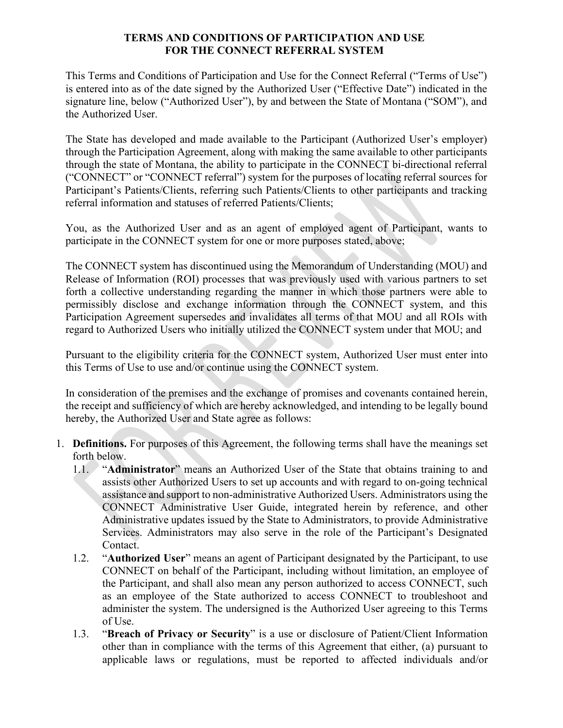# TERMS AND CONDITIONS OF PARTICIPATION AND USE FOR THE CONNECT REFERRAL SYSTEM

This Terms and Conditions of Participation and Use for the Connect Referral ("Terms of Use") is entered into as of the date signed by the Authorized User ("Effective Date") indicated in the signature line, below ("Authorized User"), by and between the State of Montana ("SOM"), and the Authorized User.

The State has developed and made available to the Participant (Authorized User's employer) through the Participation Agreement, along with making the same available to other participants through the state of Montana, the ability to participate in the CONNECT bi-directional referral ("CONNECT" or "CONNECT referral") system for the purposes of locating referral sources for Participant's Patients/Clients, referring such Patients/Clients to other participants and tracking referral information and statuses of referred Patients/Clients;

You, as the Authorized User and as an agent of employed agent of Participant, wants to participate in the CONNECT system for one or more purposes stated, above;

The CONNECT system has discontinued using the Memorandum of Understanding (MOU) and Release of Information (ROI) processes that was previously used with various partners to set forth a collective understanding regarding the manner in which those partners were able to permissibly disclose and exchange information through the CONNECT system, and this Participation Agreement supersedes and invalidates all terms of that MOU and all ROIs with regard to Authorized Users who initially utilized the CONNECT system under that MOU; and

Pursuant to the eligibility criteria for the CONNECT system, Authorized User must enter into this Terms of Use to use and/or continue using the CONNECT system.

In consideration of the premises and the exchange of promises and covenants contained herein, the receipt and sufficiency of which are hereby acknowledged, and intending to be legally bound hereby, the Authorized User and State agree as follows:

1. **Definitions.** For purposes of this Agreement, the following terms shall have the meanings set forth below.
   1.1. "**Administrator**" means an Authorized User of the State that obtains training to and assists other Authorized Users to set up accounts and with regard to on-going technical assistance and support to non-administrative Authorized Users. Administrators using the CONNECT Administrative User Guide, integrated herein by reference, and other Administrative updates issued by the State to Administrators, to provide Administrative Services. Administrators may also serve in the role of the Participant's Designated Contact.
   1.2. "**Authorized User**" means an agent of Participant designated by the Participant, to use CONNECT on behalf of the Participant, including without limitation, an employee of the Participant, and shall also mean any person authorized to access CONNECT, such as an employee of the State authorized to access CONNECT to troubleshoot and administer the system. The undersigned is the Authorized User agreeing to this Terms of Use.
   1.3. "**Breach of Privacy or Security**" is a use or disclosure of Patient/Client Information other than in compliance with the terms of this Agreement that either, (a) pursuant to applicable laws or regulations, must be reported to affected individuals and/or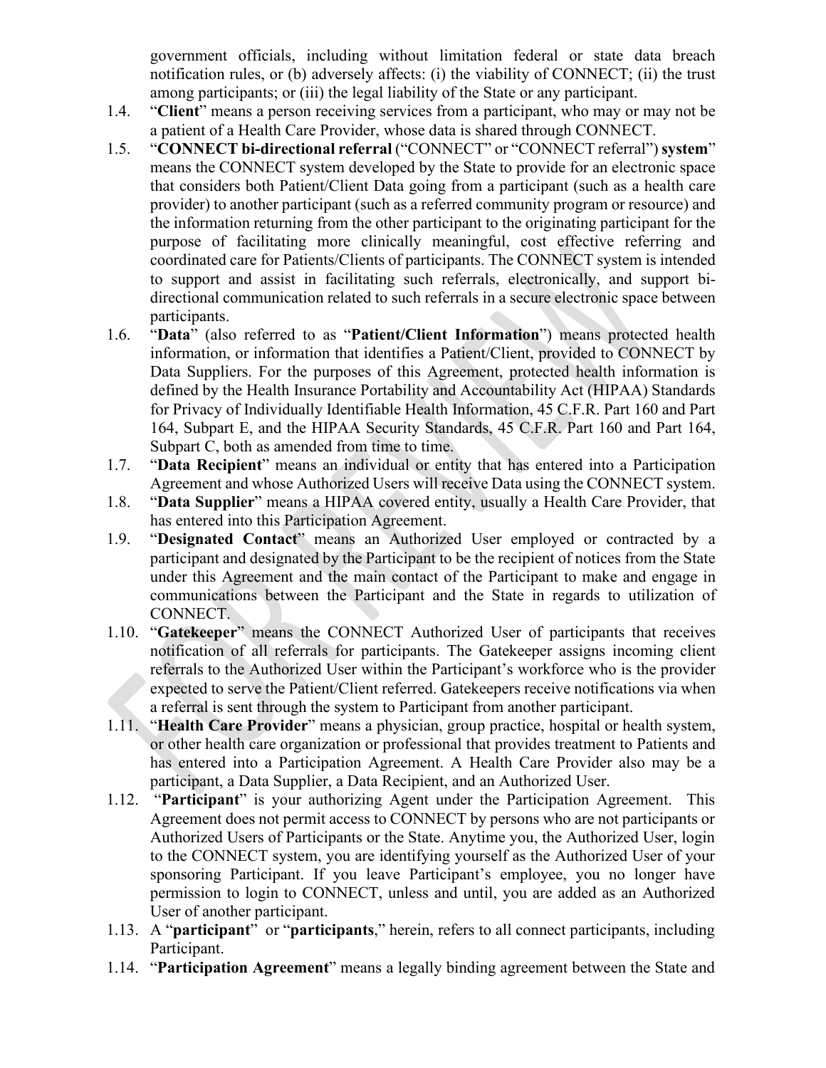government officials, including without limitation federal or state data breach notification rules, or (b) adversely affects: (i) the viability of CONNECT; (ii) the trust among participants; or (iii) the legal liability of the State or any participant.

1.4. "**Client**" means a person receiving services from a participant, who may or may not be a patient of a Health Care Provider, whose data is shared through CONNECT.

1.5. "**CONNECT bi-directional referral** ("CONNECT" or "CONNECT referral") **system**" means the CONNECT system developed by the State to provide for an electronic space that considers both Patient/Client Data going from a participant (such as a health care provider) to another participant (such as a referred community program or resource) and the information returning from the other participant to the originating participant for the purpose of facilitating more clinically meaningful, cost effective referring and coordinated care for Patients/Clients of participants. The CONNECT system is intended to support and assist in facilitating such referrals, electronically, and support bi-directional communication related to such referrals in a secure electronic space between participants.

1.6. "**Data**" (also referred to as "**Patient/Client Information**") means protected health information, or information that identifies a Patient/Client, provided to CONNECT by Data Suppliers. For the purposes of this Agreement, protected health information is defined by the Health Insurance Portability and Accountability Act (HIPAA) Standards for Privacy of Individually Identifiable Health Information, 45 C.F.R. Part 160 and Part 164, Subpart E, and the HIPAA Security Standards, 45 C.F.R. Part 160 and Part 164, Subpart C, both as amended from time to time.

1.7. "**Data Recipient**" means an individual or entity that has entered into a Participation Agreement and whose Authorized Users will receive Data using the CONNECT system.

1.8. "**Data Supplier**" means a HIPAA covered entity, usually a Health Care Provider, that has entered into this Participation Agreement.

1.9. "**Designated Contact**" means an Authorized User employed or contracted by a participant and designated by the Participant to be the recipient of notices from the State under this Agreement and the main contact of the Participant to make and engage in communications between the Participant and the State in regards to utilization of CONNECT.

1.10. "**Gatekeeper**" means the CONNECT Authorized User of participants that receives notification of all referrals for participants. The Gatekeeper assigns incoming client referrals to the Authorized User within the Participant's workforce who is the provider expected to serve the Patient/Client referred. Gatekeepers receive notifications via when a referral is sent through the system to Participant from another participant.

1.11. "**Health Care Provider**" means a physician, group practice, hospital or health system, or other health care organization or professional that provides treatment to Patients and has entered into a Participation Agreement. A Health Care Provider also may be a participant, a Data Supplier, a Data Recipient, and an Authorized User.

1.12. "**Participant**" is your authorizing Agent under the Participation Agreement. This Agreement does not permit access to CONNECT by persons who are not participants or Authorized Users of Participants or the State. Anytime you, the Authorized User, login to the CONNECT system, you are identifying yourself as the Authorized User of your sponsoring Participant. If you leave Participant's employee, you no longer have permission to login to CONNECT, unless and until, you are added as an Authorized User of another participant.

1.13. A "**participant**" or "**participants**," herein, refers to all connect participants, including Participant.

1.14. "**Participation Agreement**" means a legally binding agreement between the State and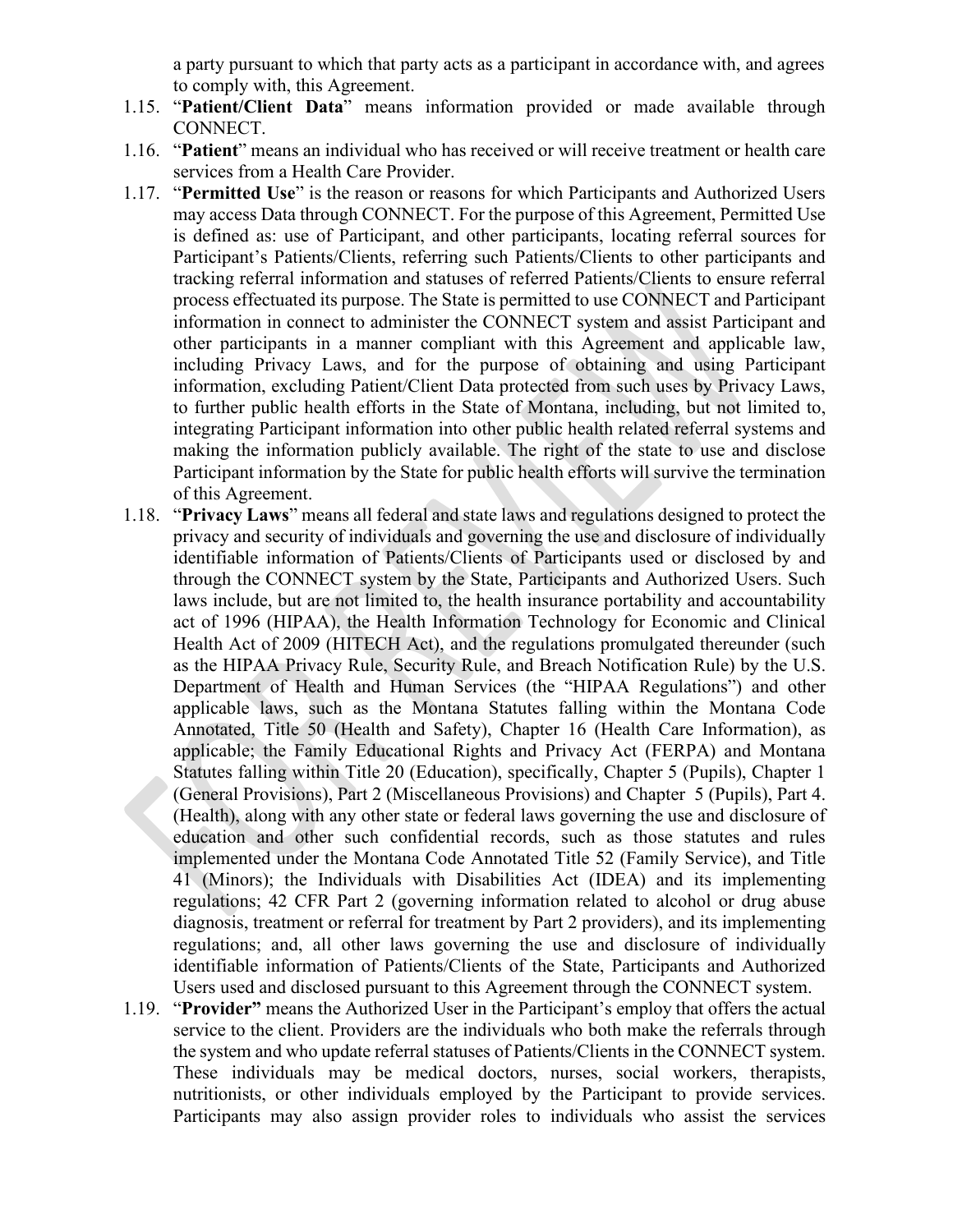a party pursuant to which that party acts as a participant in accordance with, and agrees to comply with, this Agreement.

1.15. "**Patient/Client Data**" means information provided or made available through CONNECT.

1.16. "**Patient**" means an individual who has received or will receive treatment or health care services from a Health Care Provider.

1.17. "**Permitted Use**" is the reason or reasons for which Participants and Authorized Users may access Data through CONNECT. For the purpose of this Agreement, Permitted Use is defined as: use of Participant, and other participants, locating referral sources for Participant's Patients/Clients, referring such Patients/Clients to other participants and tracking referral information and statuses of referred Patients/Clients to ensure referral process effectuated its purpose. The State is permitted to use CONNECT and Participant information in connect to administer the CONNECT system and assist Participant and other participants in a manner compliant with this Agreement and applicable law, including Privacy Laws, and for the purpose of obtaining and using Participant information, excluding Patient/Client Data protected from such uses by Privacy Laws, to further public health efforts in the State of Montana, including, but not limited to, integrating Participant information into other public health related referral systems and making the information publicly available. The right of the state to use and disclose Participant information by the State for public health efforts will survive the termination of this Agreement.

1.18. "**Privacy Laws**" means all federal and state laws and regulations designed to protect the privacy and security of individuals and governing the use and disclosure of individually identifiable information of Patients/Clients of Participants used or disclosed by and through the CONNECT system by the State, Participants and Authorized Users. Such laws include, but are not limited to, the health insurance portability and accountability act of 1996 (HIPAA), the Health Information Technology for Economic and Clinical Health Act of 2009 (HITECH Act), and the regulations promulgated thereunder (such as the HIPAA Privacy Rule, Security Rule, and Breach Notification Rule) by the U.S. Department of Health and Human Services (the "HIPAA Regulations") and other applicable laws, such as the Montana Statutes falling within the Montana Code Annotated, Title 50 (Health and Safety), Chapter 16 (Health Care Information), as applicable; the Family Educational Rights and Privacy Act (FERPA) and Montana Statutes falling within Title 20 (Education), specifically, Chapter 5 (Pupils), Chapter 1 (General Provisions), Part 2 (Miscellaneous Provisions) and Chapter 5 (Pupils), Part 4. (Health), along with any other state or federal laws governing the use and disclosure of education and other such confidential records, such as those statutes and rules implemented under the Montana Code Annotated Title 52 (Family Service), and Title 41 (Minors); the Individuals with Disabilities Act (IDEA) and its implementing regulations; 42 CFR Part 2 (governing information related to alcohol or drug abuse diagnosis, treatment or referral for treatment by Part 2 providers), and its implementing regulations; and, all other laws governing the use and disclosure of individually identifiable information of Patients/Clients of the State, Participants and Authorized Users used and disclosed pursuant to this Agreement through the CONNECT system.

1.19. "**Provider"** means the Authorized User in the Participant's employ that offers the actual service to the client. Providers are the individuals who both make the referrals through the system and who update referral statuses of Patients/Clients in the CONNECT system. These individuals may be medical doctors, nurses, social workers, therapists, nutritionists, or other individuals employed by the Participant to provide services. Participants may also assign provider roles to individuals who assist the services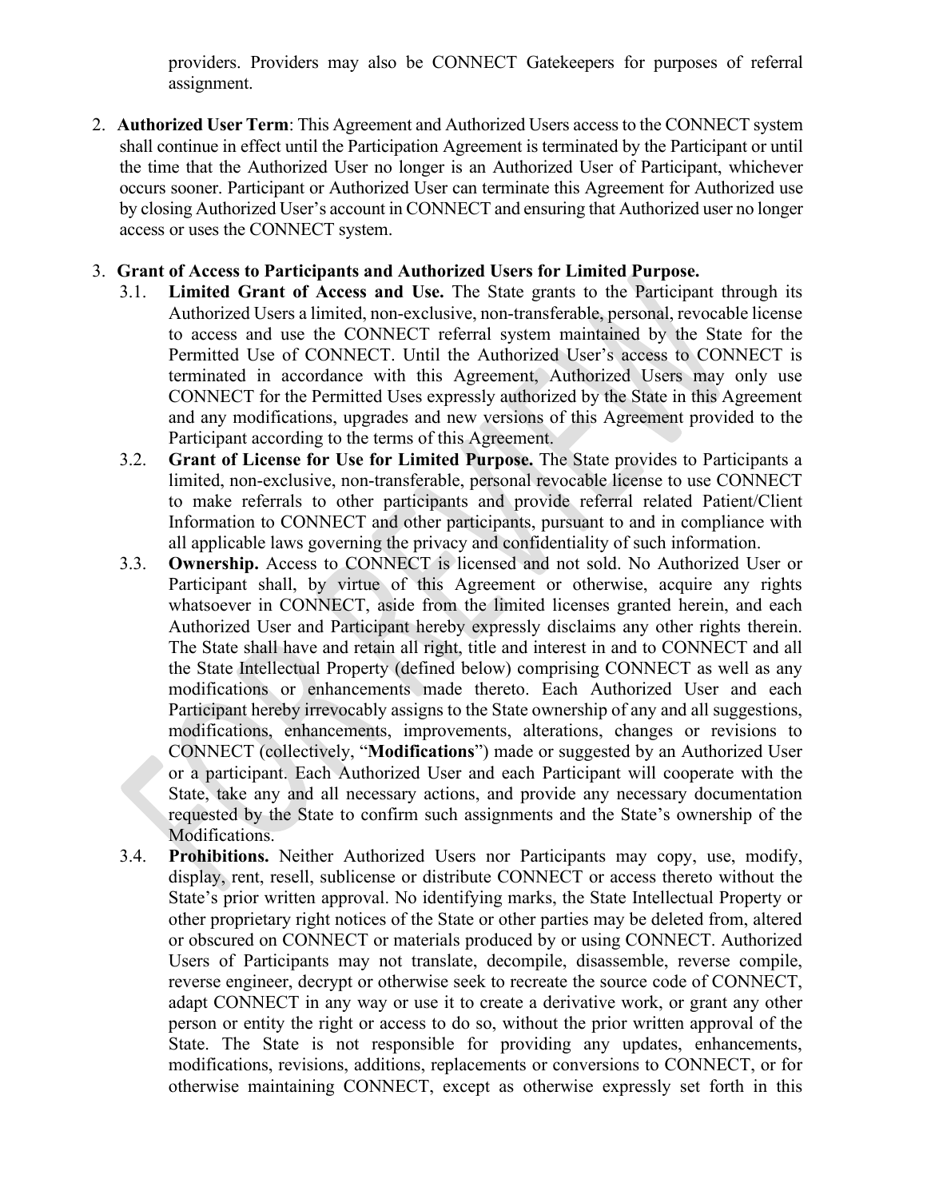providers. Providers may also be CONNECT Gatekeepers for purposes of referral assignment.

2. **Authorized User Term**: This Agreement and Authorized Users access to the CONNECT system shall continue in effect until the Participation Agreement is terminated by the Participant or until the time that the Authorized User no longer is an Authorized User of Participant, whichever occurs sooner. Participant or Authorized User can terminate this Agreement for Authorized use by closing Authorized User's account in CONNECT and ensuring that Authorized user no longer access or uses the CONNECT system.

3. **Grant of Access to Participants and Authorized Users for Limited Purpose.**
   - 3.1. **Limited Grant of Access and Use.** The State grants to the Participant through its Authorized Users a limited, non-exclusive, non-transferable, personal, revocable license to access and use the CONNECT referral system maintained by the State for the Permitted Use of CONNECT. Until the Authorized User's access to CONNECT is terminated in accordance with this Agreement, Authorized Users may only use CONNECT for the Permitted Uses expressly authorized by the State in this Agreement and any modifications, upgrades and new versions of this Agreement provided to the Participant according to the terms of this Agreement.
   - 3.2. **Grant of License for Use for Limited Purpose.** The State provides to Participants a limited, non-exclusive, non-transferable, personal revocable license to use CONNECT to make referrals to other participants and provide referral related Patient/Client Information to CONNECT and other participants, pursuant to and in compliance with all applicable laws governing the privacy and confidentiality of such information.
   - 3.3. **Ownership.** Access to CONNECT is licensed and not sold. No Authorized User or Participant shall, by virtue of this Agreement or otherwise, acquire any rights whatsoever in CONNECT, aside from the limited licenses granted herein, and each Authorized User and Participant hereby expressly disclaims any other rights therein. The State shall have and retain all right, title and interest in and to CONNECT and all the State Intellectual Property (defined below) comprising CONNECT as well as any modifications or enhancements made thereto. Each Authorized User and each Participant hereby irrevocably assigns to the State ownership of any and all suggestions, modifications, enhancements, improvements, alterations, changes or revisions to CONNECT (collectively, "**Modifications**") made or suggested by an Authorized User or a participant. Each Authorized User and each Participant will cooperate with the State, take any and all necessary actions, and provide any necessary documentation requested by the State to confirm such assignments and the State's ownership of the Modifications.
   - 3.4. **Prohibitions.** Neither Authorized Users nor Participants may copy, use, modify, display, rent, resell, sublicense or distribute CONNECT or access thereto without the State's prior written approval. No identifying marks, the State Intellectual Property or other proprietary right notices of the State or other parties may be deleted from, altered or obscured on CONNECT or materials produced by or using CONNECT. Authorized Users of Participants may not translate, decompile, disassemble, reverse compile, reverse engineer, decrypt or otherwise seek to recreate the source code of CONNECT, adapt CONNECT in any way or use it to create a derivative work, or grant any other person or entity the right or access to do so, without the prior written approval of the State. The State is not responsible for providing any updates, enhancements, modifications, revisions, additions, replacements or conversions to CONNECT, or for otherwise maintaining CONNECT, except as otherwise expressly set forth in this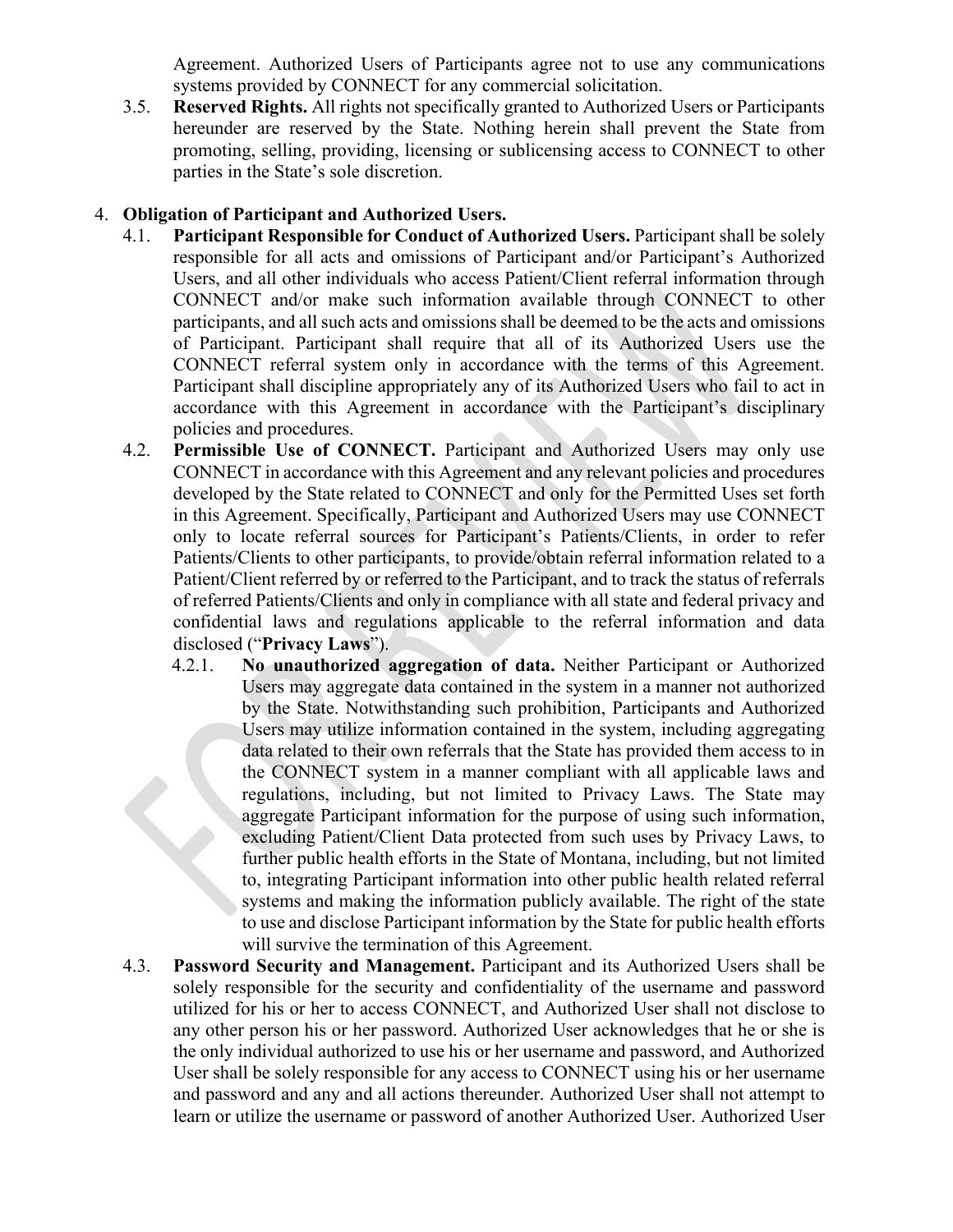Agreement. Authorized Users of Participants agree not to use any communications systems provided by CONNECT for any commercial solicitation.

3.5. **Reserved Rights.** All rights not specifically granted to Authorized Users or Participants hereunder are reserved by the State. Nothing herein shall prevent the State from promoting, selling, providing, licensing or sublicensing access to CONNECT to other parties in the State's sole discretion.

4. **Obligation of Participant and Authorized Users.**

4.1. **Participant Responsible for Conduct of Authorized Users.** Participant shall be solely responsible for all acts and omissions of Participant and/or Participant's Authorized Users, and all other individuals who access Patient/Client referral information through CONNECT and/or make such information available through CONNECT to other participants, and all such acts and omissions shall be deemed to be the acts and omissions of Participant. Participant shall require that all of its Authorized Users use the CONNECT referral system only in accordance with the terms of this Agreement. Participant shall discipline appropriately any of its Authorized Users who fail to act in accordance with this Agreement in accordance with the Participant's disciplinary policies and procedures.

4.2. **Permissible Use of CONNECT.** Participant and Authorized Users may only use CONNECT in accordance with this Agreement and any relevant policies and procedures developed by the State related to CONNECT and only for the Permitted Uses set forth in this Agreement. Specifically, Participant and Authorized Users may use CONNECT only to locate referral sources for Participant's Patients/Clients, in order to refer Patients/Clients to other participants, to provide/obtain referral information related to a Patient/Client referred by or referred to the Participant, and to track the status of referrals of referred Patients/Clients and only in compliance with all state and federal privacy and confidential laws and regulations applicable to the referral information and data disclosed ("**Privacy Laws**").

4.2.1. **No unauthorized aggregation of data.** Neither Participant or Authorized Users may aggregate data contained in the system in a manner not authorized by the State. Notwithstanding such prohibition, Participants and Authorized Users may utilize information contained in the system, including aggregating data related to their own referrals that the State has provided them access to in the CONNECT system in a manner compliant with all applicable laws and regulations, including, but not limited to Privacy Laws. The State may aggregate Participant information for the purpose of using such information, excluding Patient/Client Data protected from such uses by Privacy Laws, to further public health efforts in the State of Montana, including, but not limited to, integrating Participant information into other public health related referral systems and making the information publicly available. The right of the state to use and disclose Participant information by the State for public health efforts will survive the termination of this Agreement.

4.3. **Password Security and Management.** Participant and its Authorized Users shall be solely responsible for the security and confidentiality of the username and password utilized for his or her to access CONNECT, and Authorized User shall not disclose to any other person his or her password. Authorized User acknowledges that he or she is the only individual authorized to use his or her username and password, and Authorized User shall be solely responsible for any access to CONNECT using his or her username and password and any and all actions thereunder. Authorized User shall not attempt to learn or utilize the username or password of another Authorized User. Authorized User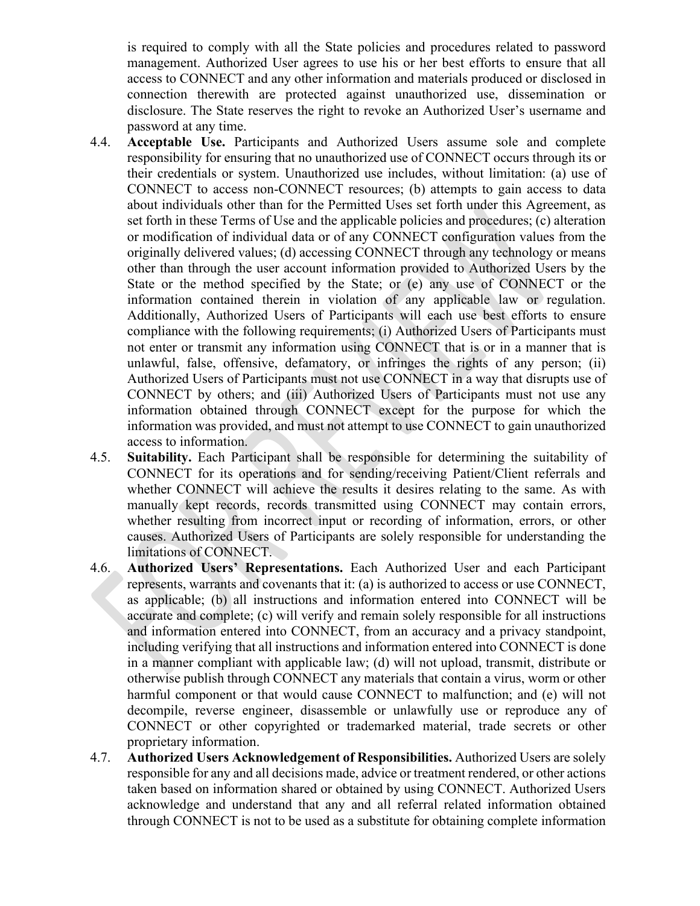is required to comply with all the State policies and procedures related to password management. Authorized User agrees to use his or her best efforts to ensure that all access to CONNECT and any other information and materials produced or disclosed in connection therewith are protected against unauthorized use, dissemination or disclosure. The State reserves the right to revoke an Authorized User's username and password at any time.

4.4. **Acceptable Use.** Participants and Authorized Users assume sole and complete responsibility for ensuring that no unauthorized use of CONNECT occurs through its or their credentials or system. Unauthorized use includes, without limitation: (a) use of CONNECT to access non-CONNECT resources; (b) attempts to gain access to data about individuals other than for the Permitted Uses set forth under this Agreement, as set forth in these Terms of Use and the applicable policies and procedures; (c) alteration or modification of individual data or of any CONNECT configuration values from the originally delivered values; (d) accessing CONNECT through any technology or means other than through the user account information provided to Authorized Users by the State or the method specified by the State; or (e) any use of CONNECT or the information contained therein in violation of any applicable law or regulation. Additionally, Authorized Users of Participants will each use best efforts to ensure compliance with the following requirements; (i) Authorized Users of Participants must not enter or transmit any information using CONNECT that is or in a manner that is unlawful, false, offensive, defamatory, or infringes the rights of any person; (ii) Authorized Users of Participants must not use CONNECT in a way that disrupts use of CONNECT by others; and (iii) Authorized Users of Participants must not use any information obtained through CONNECT except for the purpose for which the information was provided, and must not attempt to use CONNECT to gain unauthorized access to information.

4.5. **Suitability.** Each Participant shall be responsible for determining the suitability of CONNECT for its operations and for sending/receiving Patient/Client referrals and whether CONNECT will achieve the results it desires relating to the same. As with manually kept records, records transmitted using CONNECT may contain errors, whether resulting from incorrect input or recording of information, errors, or other causes. Authorized Users of Participants are solely responsible for understanding the limitations of CONNECT.

4.6. **Authorized Users' Representations.** Each Authorized User and each Participant represents, warrants and covenants that it: (a) is authorized to access or use CONNECT, as applicable; (b) all instructions and information entered into CONNECT will be accurate and complete; (c) will verify and remain solely responsible for all instructions and information entered into CONNECT, from an accuracy and a privacy standpoint, including verifying that all instructions and information entered into CONNECT is done in a manner compliant with applicable law; (d) will not upload, transmit, distribute or otherwise publish through CONNECT any materials that contain a virus, worm or other harmful component or that would cause CONNECT to malfunction; and (e) will not decompile, reverse engineer, disassemble or unlawfully use or reproduce any of CONNECT or other copyrighted or trademarked material, trade secrets or other proprietary information.

4.7. **Authorized Users Acknowledgement of Responsibilities.** Authorized Users are solely responsible for any and all decisions made, advice or treatment rendered, or other actions taken based on information shared or obtained by using CONNECT. Authorized Users acknowledge and understand that any and all referral related information obtained through CONNECT is not to be used as a substitute for obtaining complete information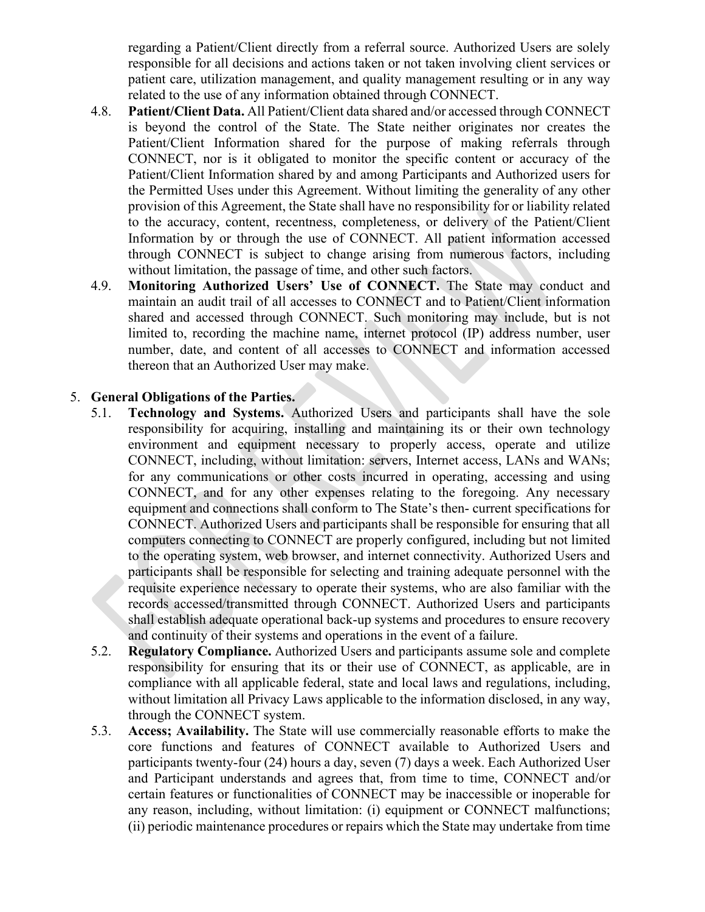regarding a Patient/Client directly from a referral source. Authorized Users are solely responsible for all decisions and actions taken or not taken involving client services or patient care, utilization management, and quality management resulting or in any way related to the use of any information obtained through CONNECT.

4.8. **Patient/Client Data.** All Patient/Client data shared and/or accessed through CONNECT is beyond the control of the State. The State neither originates nor creates the Patient/Client Information shared for the purpose of making referrals through CONNECT, nor is it obligated to monitor the specific content or accuracy of the Patient/Client Information shared by and among Participants and Authorized users for the Permitted Uses under this Agreement. Without limiting the generality of any other provision of this Agreement, the State shall have no responsibility for or liability related to the accuracy, content, recentness, completeness, or delivery of the Patient/Client Information by or through the use of CONNECT. All patient information accessed through CONNECT is subject to change arising from numerous factors, including without limitation, the passage of time, and other such factors.

4.9. **Monitoring Authorized Users' Use of CONNECT.** The State may conduct and maintain an audit trail of all accesses to CONNECT and to Patient/Client information shared and accessed through CONNECT. Such monitoring may include, but is not limited to, recording the machine name, internet protocol (IP) address number, user number, date, and content of all accesses to CONNECT and information accessed thereon that an Authorized User may make.

5. **General Obligations of the Parties.**

5.1. **Technology and Systems.** Authorized Users and participants shall have the sole responsibility for acquiring, installing and maintaining its or their own technology environment and equipment necessary to properly access, operate and utilize CONNECT, including, without limitation: servers, Internet access, LANs and WANs; for any communications or other costs incurred in operating, accessing and using CONNECT, and for any other expenses relating to the foregoing. Any necessary equipment and connections shall conform to The State's then- current specifications for CONNECT. Authorized Users and participants shall be responsible for ensuring that all computers connecting to CONNECT are properly configured, including but not limited to the operating system, web browser, and internet connectivity. Authorized Users and participants shall be responsible for selecting and training adequate personnel with the requisite experience necessary to operate their systems, who are also familiar with the records accessed/transmitted through CONNECT. Authorized Users and participants shall establish adequate operational back-up systems and procedures to ensure recovery and continuity of their systems and operations in the event of a failure.

5.2. **Regulatory Compliance.** Authorized Users and participants assume sole and complete responsibility for ensuring that its or their use of CONNECT, as applicable, are in compliance with all applicable federal, state and local laws and regulations, including, without limitation all Privacy Laws applicable to the information disclosed, in any way, through the CONNECT system.

5.3. **Access; Availability.** The State will use commercially reasonable efforts to make the core functions and features of CONNECT available to Authorized Users and participants twenty-four (24) hours a day, seven (7) days a week. Each Authorized User and Participant understands and agrees that, from time to time, CONNECT and/or certain features or functionalities of CONNECT may be inaccessible or inoperable for any reason, including, without limitation: (i) equipment or CONNECT malfunctions; (ii) periodic maintenance procedures or repairs which the State may undertake from time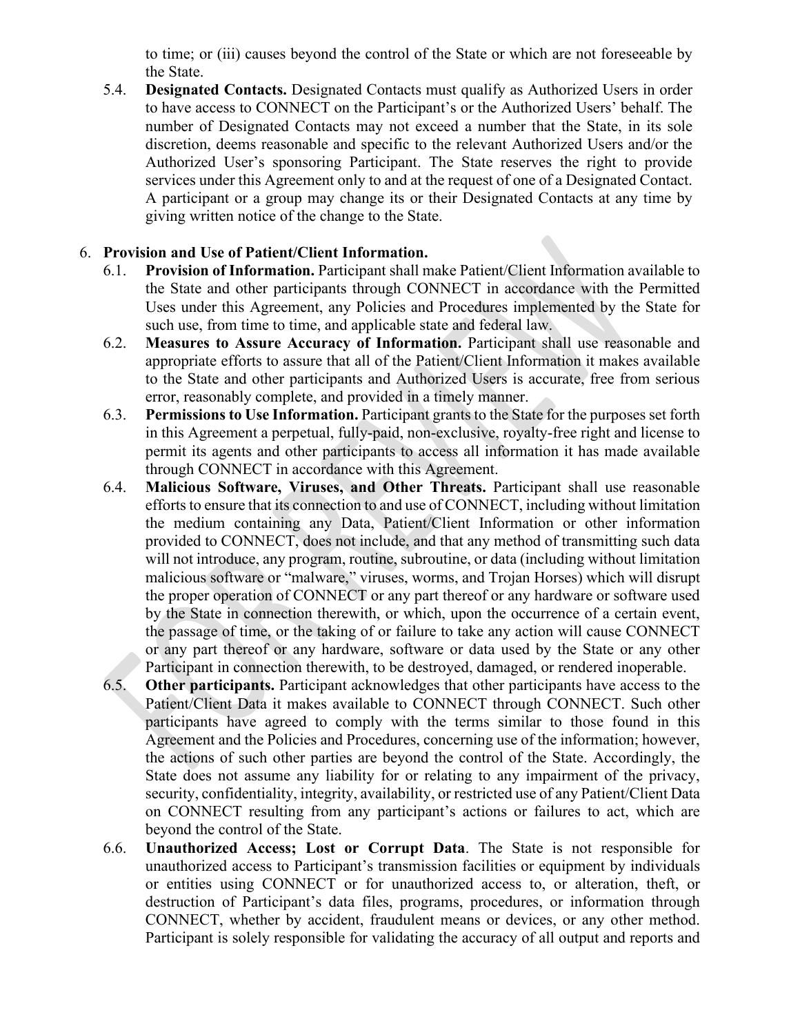to time; or (iii) causes beyond the control of the State or which are not foreseeable by the State.

5.4. **Designated Contacts.** Designated Contacts must qualify as Authorized Users in order to have access to CONNECT on the Participant's or the Authorized Users' behalf. The number of Designated Contacts may not exceed a number that the State, in its sole discretion, deems reasonable and specific to the relevant Authorized Users and/or the Authorized User's sponsoring Participant. The State reserves the right to provide services under this Agreement only to and at the request of one of a Designated Contact. A participant or a group may change its or their Designated Contacts at any time by giving written notice of the change to the State.

6. **Provision and Use of Patient/Client Information.**

6.1. **Provision of Information.** Participant shall make Patient/Client Information available to the State and other participants through CONNECT in accordance with the Permitted Uses under this Agreement, any Policies and Procedures implemented by the State for such use, from time to time, and applicable state and federal law.

6.2. **Measures to Assure Accuracy of Information.** Participant shall use reasonable and appropriate efforts to assure that all of the Patient/Client Information it makes available to the State and other participants and Authorized Users is accurate, free from serious error, reasonably complete, and provided in a timely manner.

6.3. **Permissions to Use Information.** Participant grants to the State for the purposes set forth in this Agreement a perpetual, fully-paid, non-exclusive, royalty-free right and license to permit its agents and other participants to access all information it has made available through CONNECT in accordance with this Agreement.

6.4. **Malicious Software, Viruses, and Other Threats.** Participant shall use reasonable efforts to ensure that its connection to and use of CONNECT, including without limitation the medium containing any Data, Patient/Client Information or other information provided to CONNECT, does not include, and that any method of transmitting such data will not introduce, any program, routine, subroutine, or data (including without limitation malicious software or "malware," viruses, worms, and Trojan Horses) which will disrupt the proper operation of CONNECT or any part thereof or any hardware or software used by the State in connection therewith, or which, upon the occurrence of a certain event, the passage of time, or the taking of or failure to take any action will cause CONNECT or any part thereof or any hardware, software or data used by the State or any other Participant in connection therewith, to be destroyed, damaged, or rendered inoperable.

6.5. **Other participants.** Participant acknowledges that other participants have access to the Patient/Client Data it makes available to CONNECT through CONNECT. Such other participants have agreed to comply with the terms similar to those found in this Agreement and the Policies and Procedures, concerning use of the information; however, the actions of such other parties are beyond the control of the State. Accordingly, the State does not assume any liability for or relating to any impairment of the privacy, security, confidentiality, integrity, availability, or restricted use of any Patient/Client Data on CONNECT resulting from any participant's actions or failures to act, which are beyond the control of the State.

6.6. **Unauthorized Access; Lost or Corrupt Data**. The State is not responsible for unauthorized access to Participant's transmission facilities or equipment by individuals or entities using CONNECT or for unauthorized access to, or alteration, theft, or destruction of Participant's data files, programs, procedures, or information through CONNECT, whether by accident, fraudulent means or devices, or any other method. Participant is solely responsible for validating the accuracy of all output and reports and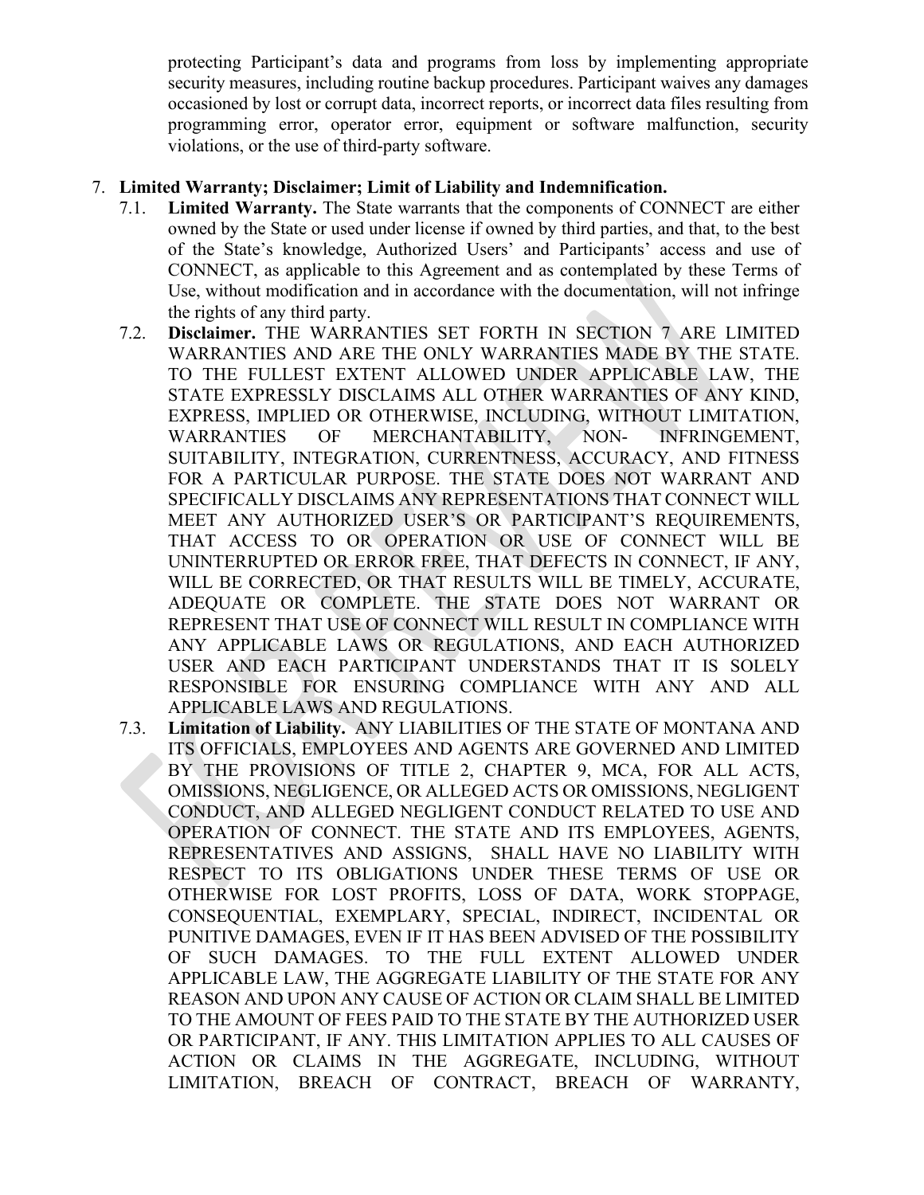protecting Participant's data and programs from loss by implementing appropriate security measures, including routine backup procedures. Participant waives any damages occasioned by lost or corrupt data, incorrect reports, or incorrect data files resulting from programming error, operator error, equipment or software malfunction, security violations, or the use of third-party software.

7. **Limited Warranty; Disclaimer; Limit of Liability and Indemnification.**
   - 7.1. **Limited Warranty.** The State warrants that the components of CONNECT are either owned by the State or used under license if owned by third parties, and that, to the best of the State's knowledge, Authorized Users' and Participants' access and use of CONNECT, as applicable to this Agreement and as contemplated by these Terms of Use, without modification and in accordance with the documentation, will not infringe the rights of any third party.
   - 7.2. **Disclaimer.** THE WARRANTIES SET FORTH IN SECTION 7 ARE LIMITED WARRANTIES AND ARE THE ONLY WARRANTIES MADE BY THE STATE. TO THE FULLEST EXTENT ALLOWED UNDER APPLICABLE LAW, THE STATE EXPRESSLY DISCLAIMS ALL OTHER WARRANTIES OF ANY KIND, EXPRESS, IMPLIED OR OTHERWISE, INCLUDING, WITHOUT LIMITATION, WARRANTIES OF MERCHANTABILITY, NON- INFRINGEMENT, SUITABILITY, INTEGRATION, CURRENTNESS, ACCURACY, AND FITNESS FOR A PARTICULAR PURPOSE. THE STATE DOES NOT WARRANT AND SPECIFICALLY DISCLAIMS ANY REPRESENTATIONS THAT CONNECT WILL MEET ANY AUTHORIZED USER'S OR PARTICIPANT'S REQUIREMENTS, THAT ACCESS TO OR OPERATION OR USE OF CONNECT WILL BE UNINTERRUPTED OR ERROR FREE, THAT DEFECTS IN CONNECT, IF ANY, WILL BE CORRECTED, OR THAT RESULTS WILL BE TIMELY, ACCURATE, ADEQUATE OR COMPLETE. THE STATE DOES NOT WARRANT OR REPRESENT THAT USE OF CONNECT WILL RESULT IN COMPLIANCE WITH ANY APPLICABLE LAWS OR REGULATIONS, AND EACH AUTHORIZED USER AND EACH PARTICIPANT UNDERSTANDS THAT IT IS SOLELY RESPONSIBLE FOR ENSURING COMPLIANCE WITH ANY AND ALL APPLICABLE LAWS AND REGULATIONS.
   - 7.3. **Limitation of Liability.** ANY LIABILITIES OF THE STATE OF MONTANA AND ITS OFFICIALS, EMPLOYEES AND AGENTS ARE GOVERNED AND LIMITED BY THE PROVISIONS OF TITLE 2, CHAPTER 9, MCA, FOR ALL ACTS, OMISSIONS, NEGLIGENCE, OR ALLEGED ACTS OR OMISSIONS, NEGLIGENT CONDUCT, AND ALLEGED NEGLIGENT CONDUCT RELATED TO USE AND OPERATION OF CONNECT. THE STATE AND ITS EMPLOYEES, AGENTS, REPRESENTATIVES AND ASSIGNS, SHALL HAVE NO LIABILITY WITH RESPECT TO ITS OBLIGATIONS UNDER THESE TERMS OF USE OR OTHERWISE FOR LOST PROFITS, LOSS OF DATA, WORK STOPPAGE, CONSEQUENTIAL, EXEMPLARY, SPECIAL, INDIRECT, INCIDENTAL OR PUNITIVE DAMAGES, EVEN IF IT HAS BEEN ADVISED OF THE POSSIBILITY OF SUCH DAMAGES. TO THE FULL EXTENT ALLOWED UNDER APPLICABLE LAW, THE AGGREGATE LIABILITY OF THE STATE FOR ANY REASON AND UPON ANY CAUSE OF ACTION OR CLAIM SHALL BE LIMITED TO THE AMOUNT OF FEES PAID TO THE STATE BY THE AUTHORIZED USER OR PARTICIPANT, IF ANY. THIS LIMITATION APPLIES TO ALL CAUSES OF ACTION OR CLAIMS IN THE AGGREGATE, INCLUDING, WITHOUT LIMITATION, BREACH OF CONTRACT, BREACH OF WARRANTY,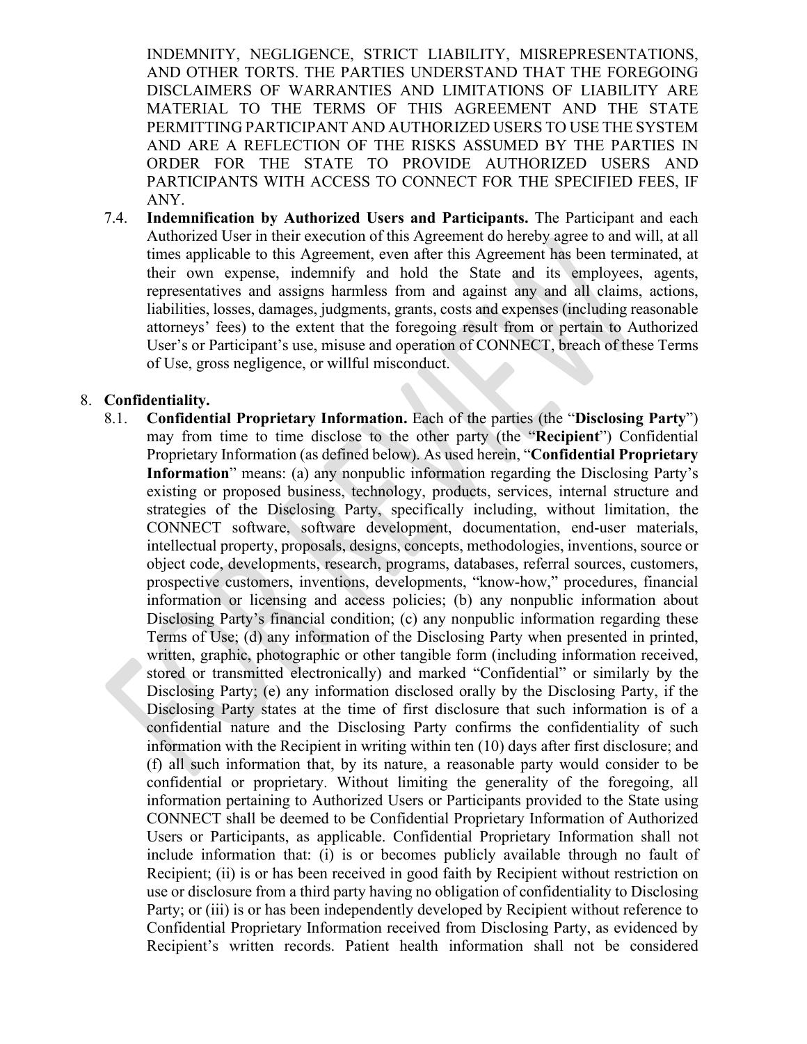INDEMNITY, NEGLIGENCE, STRICT LIABILITY, MISREPRESENTATIONS, AND OTHER TORTS. THE PARTIES UNDERSTAND THAT THE FOREGOING DISCLAIMERS OF WARRANTIES AND LIMITATIONS OF LIABILITY ARE MATERIAL TO THE TERMS OF THIS AGREEMENT AND THE STATE PERMITTING PARTICIPANT AND AUTHORIZED USERS TO USE THE SYSTEM AND ARE A REFLECTION OF THE RISKS ASSUMED BY THE PARTIES IN ORDER FOR THE STATE TO PROVIDE AUTHORIZED USERS AND PARTICIPANTS WITH ACCESS TO CONNECT FOR THE SPECIFIED FEES, IF ANY.

7.4. **Indemnification by Authorized Users and Participants.** The Participant and each Authorized User in their execution of this Agreement do hereby agree to and will, at all times applicable to this Agreement, even after this Agreement has been terminated, at their own expense, indemnify and hold the State and its employees, agents, representatives and assigns harmless from and against any and all claims, actions, liabilities, losses, damages, judgments, grants, costs and expenses (including reasonable attorneys' fees) to the extent that the foregoing result from or pertain to Authorized User's or Participant's use, misuse and operation of CONNECT, breach of these Terms of Use, gross negligence, or willful misconduct.

8. **Confidentiality.**

8.1. **Confidential Proprietary Information.** Each of the parties (the "**Disclosing Party**") may from time to time disclose to the other party (the "**Recipient**") Confidential Proprietary Information (as defined below). As used herein, "**Confidential Proprietary Information**" means: (a) any nonpublic information regarding the Disclosing Party's existing or proposed business, technology, products, services, internal structure and strategies of the Disclosing Party, specifically including, without limitation, the CONNECT software, software development, documentation, end-user materials, intellectual property, proposals, designs, concepts, methodologies, inventions, source or object code, developments, research, programs, databases, referral sources, customers, prospective customers, inventions, developments, "know-how," procedures, financial information or licensing and access policies; (b) any nonpublic information about Disclosing Party's financial condition; (c) any nonpublic information regarding these Terms of Use; (d) any information of the Disclosing Party when presented in printed, written, graphic, photographic or other tangible form (including information received, stored or transmitted electronically) and marked "Confidential" or similarly by the Disclosing Party; (e) any information disclosed orally by the Disclosing Party, if the Disclosing Party states at the time of first disclosure that such information is of a confidential nature and the Disclosing Party confirms the confidentiality of such information with the Recipient in writing within ten (10) days after first disclosure; and (f) all such information that, by its nature, a reasonable party would consider to be confidential or proprietary. Without limiting the generality of the foregoing, all information pertaining to Authorized Users or Participants provided to the State using CONNECT shall be deemed to be Confidential Proprietary Information of Authorized Users or Participants, as applicable. Confidential Proprietary Information shall not include information that: (i) is or becomes publicly available through no fault of Recipient; (ii) is or has been received in good faith by Recipient without restriction on use or disclosure from a third party having no obligation of confidentiality to Disclosing Party; or (iii) is or has been independently developed by Recipient without reference to Confidential Proprietary Information received from Disclosing Party, as evidenced by Recipient's written records. Patient health information shall not be considered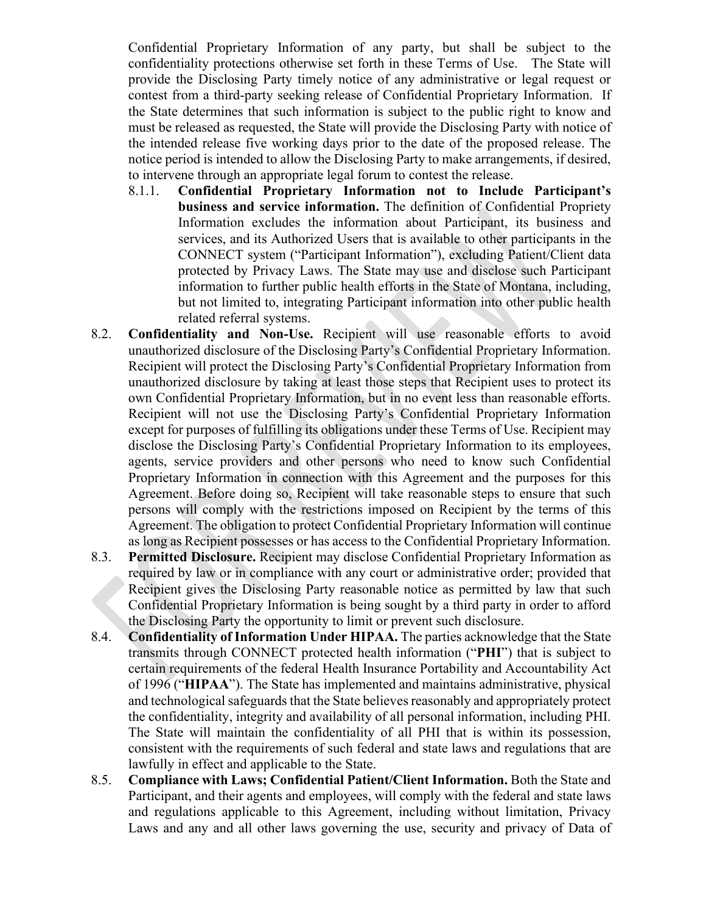Confidential Proprietary Information of any party, but shall be subject to the confidentiality protections otherwise set forth in these Terms of Use. The State will provide the Disclosing Party timely notice of any administrative or legal request or contest from a third-party seeking release of Confidential Proprietary Information. If the State determines that such information is subject to the public right to know and must be released as requested, the State will provide the Disclosing Party with notice of the intended release five working days prior to the date of the proposed release. The notice period is intended to allow the Disclosing Party to make arrangements, if desired, to intervene through an appropriate legal forum to contest the release.

8.1.1. **Confidential Proprietary Information not to Include Participant's business and service information.** The definition of Confidential Propriety Information excludes the information about Participant, its business and services, and its Authorized Users that is available to other participants in the CONNECT system ("Participant Information"), excluding Patient/Client data protected by Privacy Laws. The State may use and disclose such Participant information to further public health efforts in the State of Montana, including, but not limited to, integrating Participant information into other public health related referral systems.

8.2. **Confidentiality and Non-Use.** Recipient will use reasonable efforts to avoid unauthorized disclosure of the Disclosing Party's Confidential Proprietary Information. Recipient will protect the Disclosing Party's Confidential Proprietary Information from unauthorized disclosure by taking at least those steps that Recipient uses to protect its own Confidential Proprietary Information, but in no event less than reasonable efforts. Recipient will not use the Disclosing Party's Confidential Proprietary Information except for purposes of fulfilling its obligations under these Terms of Use. Recipient may disclose the Disclosing Party's Confidential Proprietary Information to its employees, agents, service providers and other persons who need to know such Confidential Proprietary Information in connection with this Agreement and the purposes for this Agreement. Before doing so, Recipient will take reasonable steps to ensure that such persons will comply with the restrictions imposed on Recipient by the terms of this Agreement. The obligation to protect Confidential Proprietary Information will continue as long as Recipient possesses or has access to the Confidential Proprietary Information.

8.3. **Permitted Disclosure.** Recipient may disclose Confidential Proprietary Information as required by law or in compliance with any court or administrative order; provided that Recipient gives the Disclosing Party reasonable notice as permitted by law that such Confidential Proprietary Information is being sought by a third party in order to afford the Disclosing Party the opportunity to limit or prevent such disclosure.

8.4. **Confidentiality of Information Under HIPAA.** The parties acknowledge that the State transmits through CONNECT protected health information ("**PHI**") that is subject to certain requirements of the federal Health Insurance Portability and Accountability Act of 1996 ("**HIPAA**"). The State has implemented and maintains administrative, physical and technological safeguards that the State believes reasonably and appropriately protect the confidentiality, integrity and availability of all personal information, including PHI. The State will maintain the confidentiality of all PHI that is within its possession, consistent with the requirements of such federal and state laws and regulations that are lawfully in effect and applicable to the State.

8.5. **Compliance with Laws; Confidential Patient/Client Information.** Both the State and Participant, and their agents and employees, will comply with the federal and state laws and regulations applicable to this Agreement, including without limitation, Privacy Laws and any and all other laws governing the use, security and privacy of Data of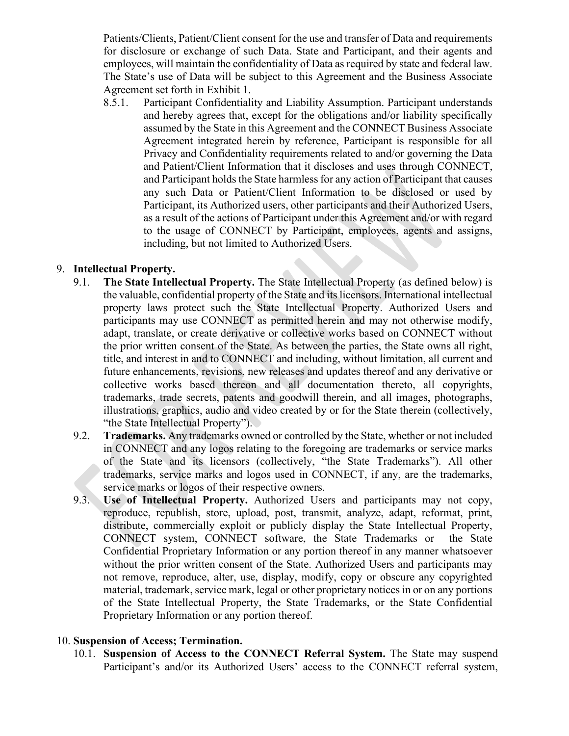Patients/Clients, Patient/Client consent for the use and transfer of Data and requirements for disclosure or exchange of such Data. State and Participant, and their agents and employees, will maintain the confidentiality of Data as required by state and federal law. The State's use of Data will be subject to this Agreement and the Business Associate Agreement set forth in Exhibit 1.

8.5.1. Participant Confidentiality and Liability Assumption. Participant understands and hereby agrees that, except for the obligations and/or liability specifically assumed by the State in this Agreement and the CONNECT Business Associate Agreement integrated herein by reference, Participant is responsible for all Privacy and Confidentiality requirements related to and/or governing the Data and Patient/Client Information that it discloses and uses through CONNECT, and Participant holds the State harmless for any action of Participant that causes any such Data or Patient/Client Information to be disclosed or used by Participant, its Authorized users, other participants and their Authorized Users, as a result of the actions of Participant under this Agreement and/or with regard to the usage of CONNECT by Participant, employees, agents and assigns, including, but not limited to Authorized Users.

9. **Intellectual Property.**

9.1. **The State Intellectual Property.** The State Intellectual Property (as defined below) is the valuable, confidential property of the State and its licensors. International intellectual property laws protect such the State Intellectual Property. Authorized Users and participants may use CONNECT as permitted herein and may not otherwise modify, adapt, translate, or create derivative or collective works based on CONNECT without the prior written consent of the State. As between the parties, the State owns all right, title, and interest in and to CONNECT and including, without limitation, all current and future enhancements, revisions, new releases and updates thereof and any derivative or collective works based thereon and all documentation thereto, all copyrights, trademarks, trade secrets, patents and goodwill therein, and all images, photographs, illustrations, graphics, audio and video created by or for the State therein (collectively, "the State Intellectual Property").

9.2. **Trademarks.** Any trademarks owned or controlled by the State, whether or not included in CONNECT and any logos relating to the foregoing are trademarks or service marks of the State and its licensors (collectively, "the State Trademarks"). All other trademarks, service marks and logos used in CONNECT, if any, are the trademarks, service marks or logos of their respective owners.

9.3. **Use of Intellectual Property.** Authorized Users and participants may not copy, reproduce, republish, store, upload, post, transmit, analyze, adapt, reformat, print, distribute, commercially exploit or publicly display the State Intellectual Property, CONNECT system, CONNECT software, the State Trademarks or the State Confidential Proprietary Information or any portion thereof in any manner whatsoever without the prior written consent of the State. Authorized Users and participants may not remove, reproduce, alter, use, display, modify, copy or obscure any copyrighted material, trademark, service mark, legal or other proprietary notices in or on any portions of the State Intellectual Property, the State Trademarks, or the State Confidential Proprietary Information or any portion thereof.

10. **Suspension of Access; Termination.**

10.1. **Suspension of Access to the CONNECT Referral System.** The State may suspend Participant's and/or its Authorized Users' access to the CONNECT referral system,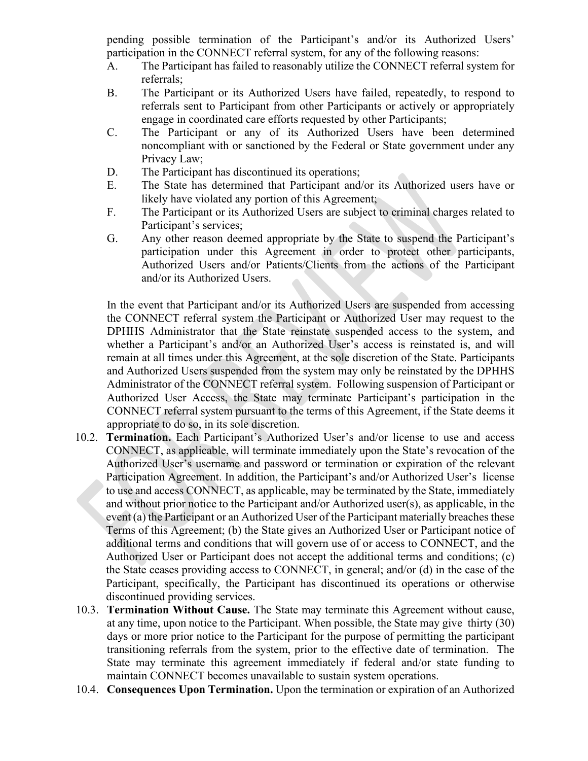pending possible termination of the Participant's and/or its Authorized Users' participation in the CONNECT referral system, for any of the following reasons:

A. The Participant has failed to reasonably utilize the CONNECT referral system for referrals;

B. The Participant or its Authorized Users have failed, repeatedly, to respond to referrals sent to Participant from other Participants or actively or appropriately engage in coordinated care efforts requested by other Participants;

C. The Participant or any of its Authorized Users have been determined noncompliant with or sanctioned by the Federal or State government under any Privacy Law;

D. The Participant has discontinued its operations;

E. The State has determined that Participant and/or its Authorized users have or likely have violated any portion of this Agreement;

F. The Participant or its Authorized Users are subject to criminal charges related to Participant's services;

G. Any other reason deemed appropriate by the State to suspend the Participant's participation under this Agreement in order to protect other participants, Authorized Users and/or Patients/Clients from the actions of the Participant and/or its Authorized Users.

In the event that Participant and/or its Authorized Users are suspended from accessing the CONNECT referral system the Participant or Authorized User may request to the DPHHS Administrator that the State reinstate suspended access to the system, and whether a Participant's and/or an Authorized User's access is reinstated is, and will remain at all times under this Agreement, at the sole discretion of the State. Participants and Authorized Users suspended from the system may only be reinstated by the DPHHS Administrator of the CONNECT referral system. Following suspension of Participant or Authorized User Access, the State may terminate Participant's participation in the CONNECT referral system pursuant to the terms of this Agreement, if the State deems it appropriate to do so, in its sole discretion.

10.2. **Termination.** Each Participant's Authorized User's and/or license to use and access CONNECT, as applicable, will terminate immediately upon the State's revocation of the Authorized User's username and password or termination or expiration of the relevant Participation Agreement. In addition, the Participant's and/or Authorized User's license to use and access CONNECT, as applicable, may be terminated by the State, immediately and without prior notice to the Participant and/or Authorized user(s), as applicable, in the event (a) the Participant or an Authorized User of the Participant materially breaches these Terms of this Agreement; (b) the State gives an Authorized User or Participant notice of additional terms and conditions that will govern use of or access to CONNECT, and the Authorized User or Participant does not accept the additional terms and conditions; (c) the State ceases providing access to CONNECT, in general; and/or (d) in the case of the Participant, specifically, the Participant has discontinued its operations or otherwise discontinued providing services.

10.3. **Termination Without Cause.** The State may terminate this Agreement without cause, at any time, upon notice to the Participant. When possible, the State may give thirty (30) days or more prior notice to the Participant for the purpose of permitting the participant transitioning referrals from the system, prior to the effective date of termination. The State may terminate this agreement immediately if federal and/or state funding to maintain CONNECT becomes unavailable to sustain system operations.

10.4. **Consequences Upon Termination.** Upon the termination or expiration of an Authorized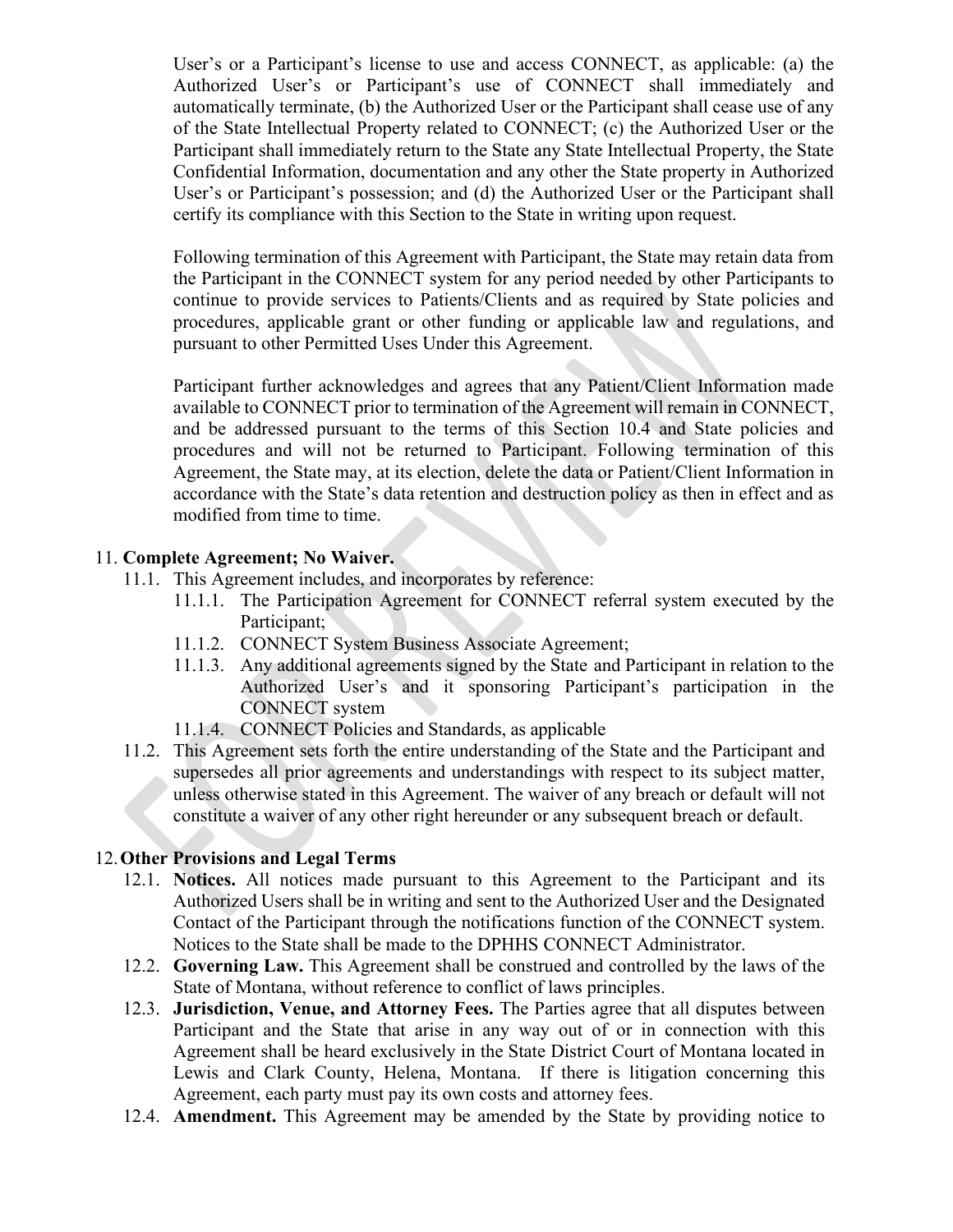User's or a Participant's license to use and access CONNECT, as applicable: (a) the Authorized User's or Participant's use of CONNECT shall immediately and automatically terminate, (b) the Authorized User or the Participant shall cease use of any of the State Intellectual Property related to CONNECT; (c) the Authorized User or the Participant shall immediately return to the State any State Intellectual Property, the State Confidential Information, documentation and any other the State property in Authorized User's or Participant's possession; and (d) the Authorized User or the Participant shall certify its compliance with this Section to the State in writing upon request.

Following termination of this Agreement with Participant, the State may retain data from the Participant in the CONNECT system for any period needed by other Participants to continue to provide services to Patients/Clients and as required by State policies and procedures, applicable grant or other funding or applicable law and regulations, and pursuant to other Permitted Uses Under this Agreement.

Participant further acknowledges and agrees that any Patient/Client Information made available to CONNECT prior to termination of the Agreement will remain in CONNECT, and be addressed pursuant to the terms of this Section 10.4 and State policies and procedures and will not be returned to Participant. Following termination of this Agreement, the State may, at its election, delete the data or Patient/Client Information in accordance with the State's data retention and destruction policy as then in effect and as modified from time to time.

11. **Complete Agreement; No Waiver.**
    - 11.1. This Agreement includes, and incorporates by reference:
        - 11.1.1. The Participation Agreement for CONNECT referral system executed by the Participant;
        - 11.1.2. CONNECT System Business Associate Agreement;
        - 11.1.3. Any additional agreements signed by the State and Participant in relation to the Authorized User's and it sponsoring Participant's participation in the CONNECT system
        - 11.1.4. CONNECT Policies and Standards, as applicable
    - 11.2. This Agreement sets forth the entire understanding of the State and the Participant and supersedes all prior agreements and understandings with respect to its subject matter, unless otherwise stated in this Agreement. The waiver of any breach or default will not constitute a waiver of any other right hereunder or any subsequent breach or default.

12. **Other Provisions and Legal Terms**
    - 12.1. **Notices.** All notices made pursuant to this Agreement to the Participant and its Authorized Users shall be in writing and sent to the Authorized User and the Designated Contact of the Participant through the notifications function of the CONNECT system. Notices to the State shall be made to the DPHHS CONNECT Administrator.
    - 12.2. **Governing Law.** This Agreement shall be construed and controlled by the laws of the State of Montana, without reference to conflict of laws principles.
    - 12.3. **Jurisdiction, Venue, and Attorney Fees.** The Parties agree that all disputes between Participant and the State that arise in any way out of or in connection with this Agreement shall be heard exclusively in the State District Court of Montana located in Lewis and Clark County, Helena, Montana. If there is litigation concerning this Agreement, each party must pay its own costs and attorney fees.
    - 12.4. **Amendment.** This Agreement may be amended by the State by providing notice to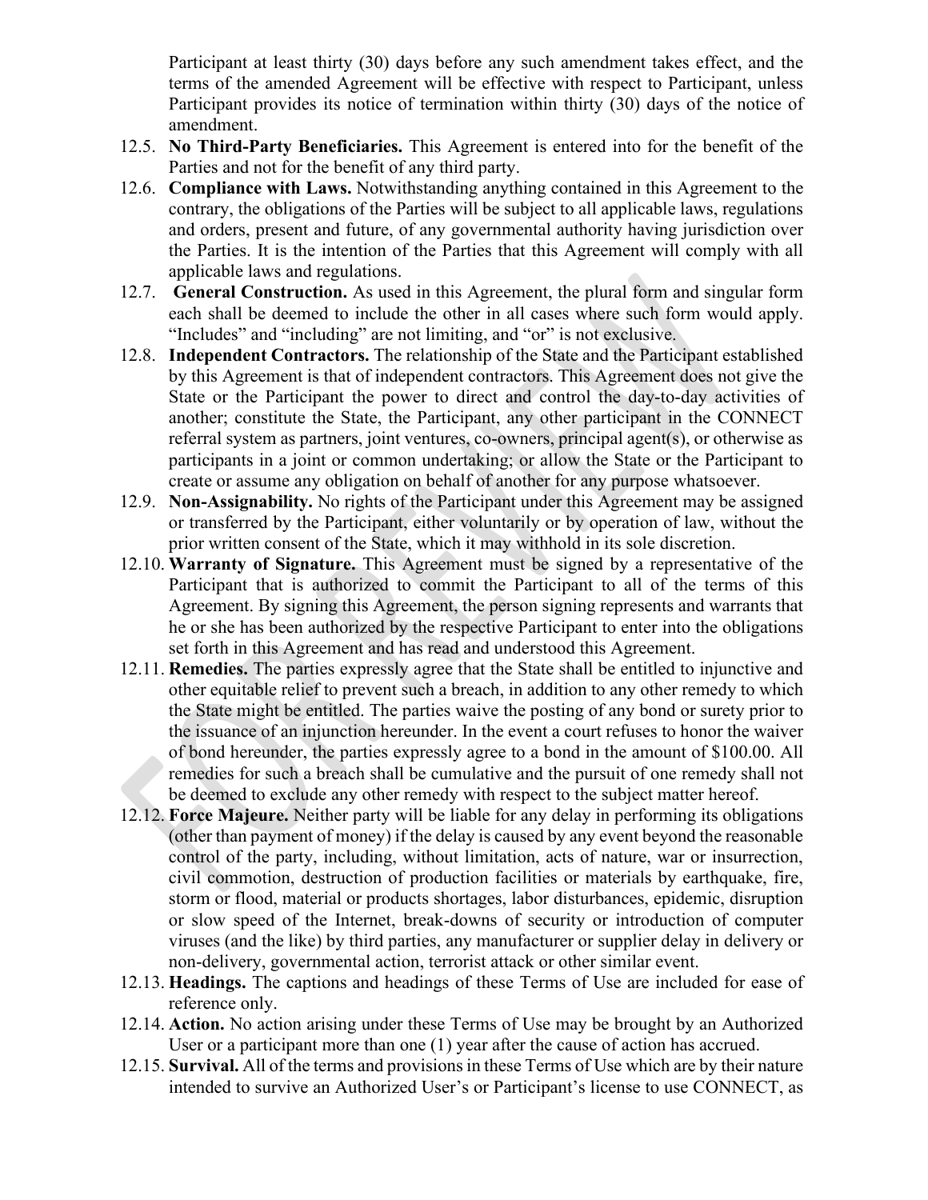Participant at least thirty (30) days before any such amendment takes effect, and the terms of the amended Agreement will be effective with respect to Participant, unless Participant provides its notice of termination within thirty (30) days of the notice of amendment.

12.5. **No Third-Party Beneficiaries.** This Agreement is entered into for the benefit of the Parties and not for the benefit of any third party.

12.6. **Compliance with Laws.** Notwithstanding anything contained in this Agreement to the contrary, the obligations of the Parties will be subject to all applicable laws, regulations and orders, present and future, of any governmental authority having jurisdiction over the Parties. It is the intention of the Parties that this Agreement will comply with all applicable laws and regulations.

12.7. **General Construction.** As used in this Agreement, the plural form and singular form each shall be deemed to include the other in all cases where such form would apply. "Includes" and "including" are not limiting, and "or" is not exclusive.

12.8. **Independent Contractors.** The relationship of the State and the Participant established by this Agreement is that of independent contractors. This Agreement does not give the State or the Participant the power to direct and control the day-to-day activities of another; constitute the State, the Participant, any other participant in the CONNECT referral system as partners, joint ventures, co-owners, principal agent(s), or otherwise as participants in a joint or common undertaking; or allow the State or the Participant to create or assume any obligation on behalf of another for any purpose whatsoever.

12.9. **Non-Assignability.** No rights of the Participant under this Agreement may be assigned or transferred by the Participant, either voluntarily or by operation of law, without the prior written consent of the State, which it may withhold in its sole discretion.

12.10. **Warranty of Signature.** This Agreement must be signed by a representative of the Participant that is authorized to commit the Participant to all of the terms of this Agreement. By signing this Agreement, the person signing represents and warrants that he or she has been authorized by the respective Participant to enter into the obligations set forth in this Agreement and has read and understood this Agreement.

12.11. **Remedies.** The parties expressly agree that the State shall be entitled to injunctive and other equitable relief to prevent such a breach, in addition to any other remedy to which the State might be entitled. The parties waive the posting of any bond or surety prior to the issuance of an injunction hereunder. In the event a court refuses to honor the waiver of bond hereunder, the parties expressly agree to a bond in the amount of $100.00. All remedies for such a breach shall be cumulative and the pursuit of one remedy shall not be deemed to exclude any other remedy with respect to the subject matter hereof.

12.12. **Force Majeure.** Neither party will be liable for any delay in performing its obligations (other than payment of money) if the delay is caused by any event beyond the reasonable control of the party, including, without limitation, acts of nature, war or insurrection, civil commotion, destruction of production facilities or materials by earthquake, fire, storm or flood, material or products shortages, labor disturbances, epidemic, disruption or slow speed of the Internet, break-downs of security or introduction of computer viruses (and the like) by third parties, any manufacturer or supplier delay in delivery or non-delivery, governmental action, terrorist attack or other similar event.

12.13. **Headings.** The captions and headings of these Terms of Use are included for ease of reference only.

12.14. **Action.** No action arising under these Terms of Use may be brought by an Authorized User or a participant more than one (1) year after the cause of action has accrued.

12.15. **Survival.** All of the terms and provisions in these Terms of Use which are by their nature intended to survive an Authorized User's or Participant's license to use CONNECT, as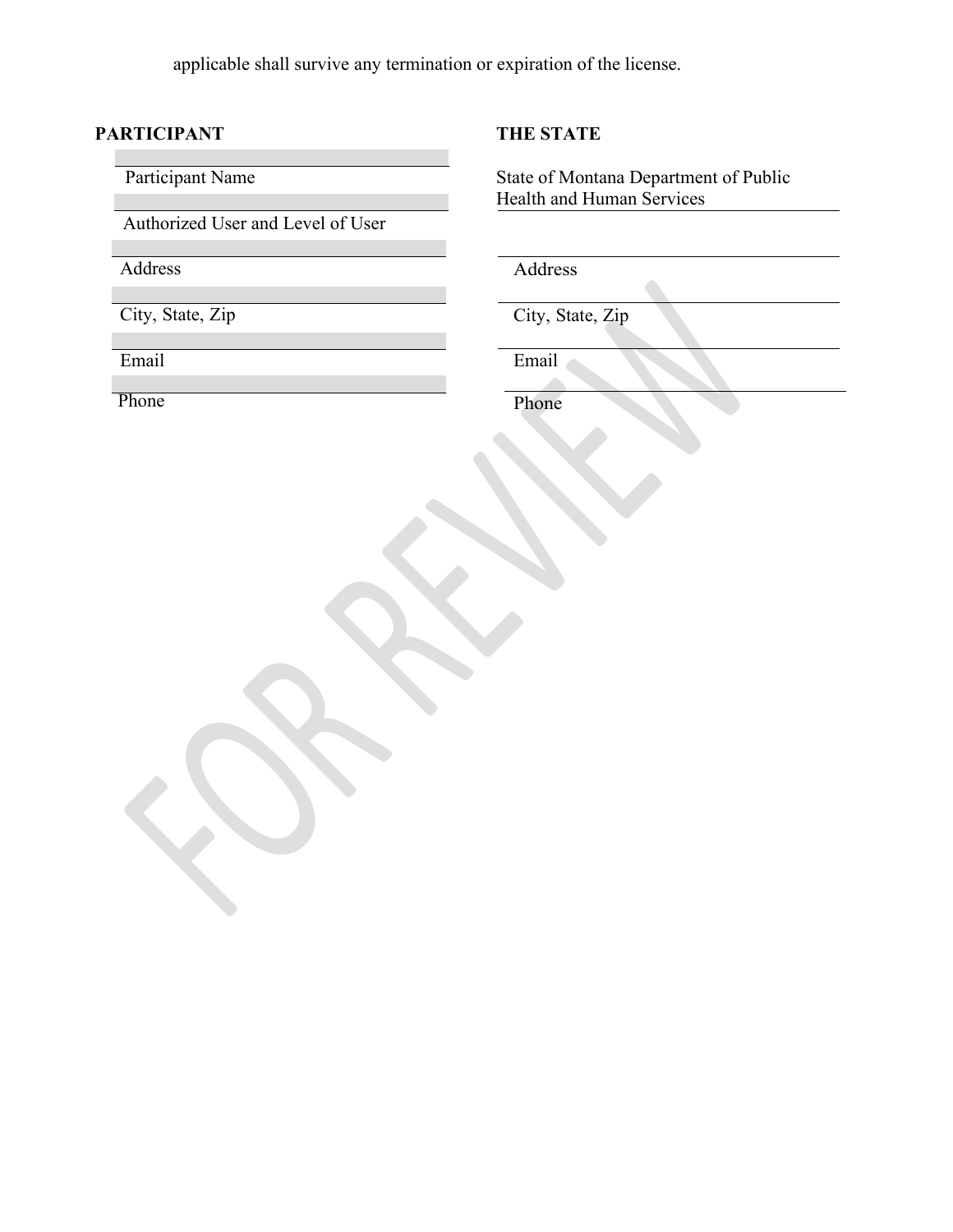applicable shall survive any termination or expiration of the license.

| **PARTICIPANT** | **THE STATE** |
|---|---|
| Participant Name | State of Montana Department of Public Health and Human Services |
| Authorized User and Level of User | |
| Address | Address |
| City, State, Zip | City, State, Zip |
| Email | Email |
| Phone | Phone |

FOR REVIEW